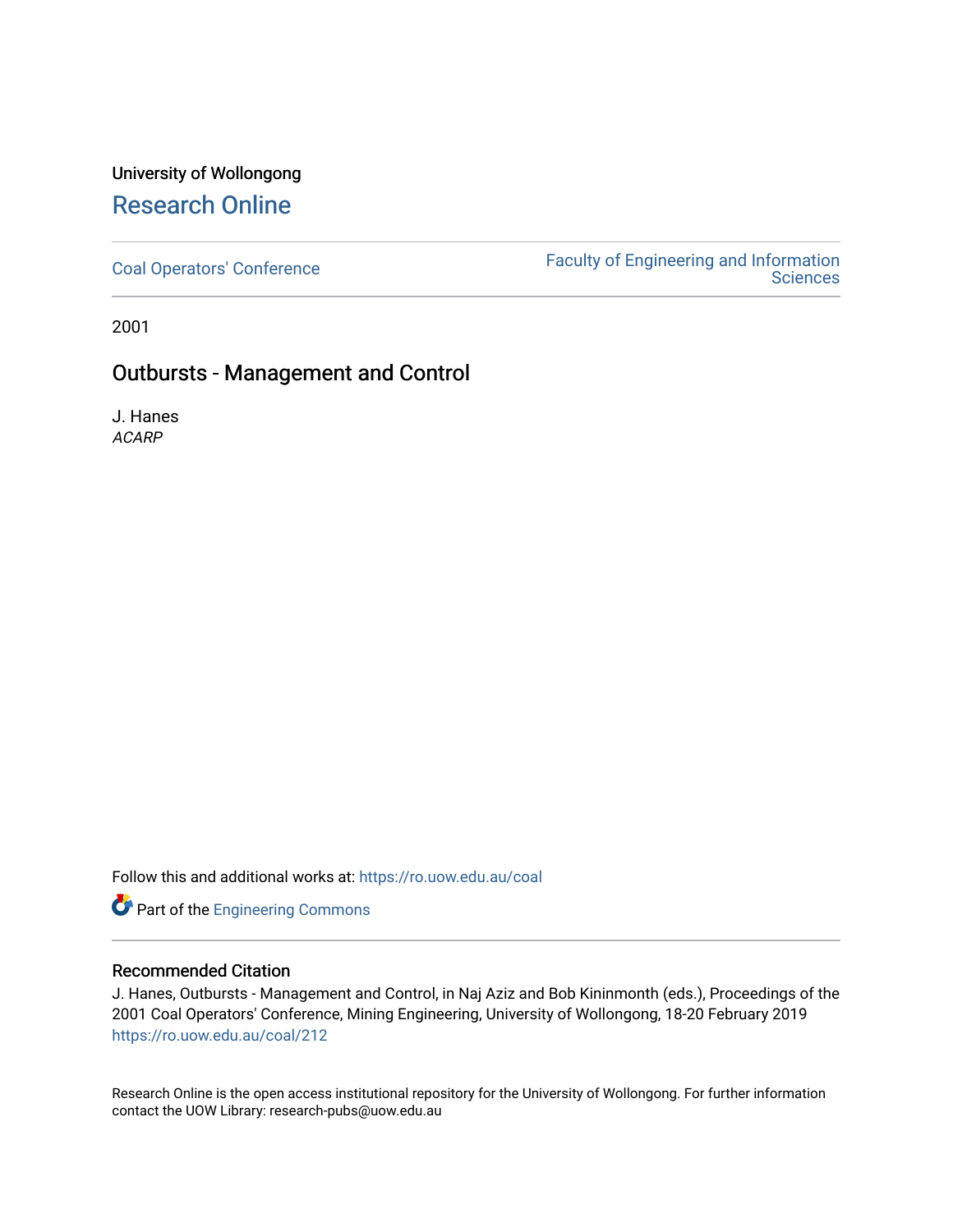University of Wollongong

# Research Online

Coal Operators' Conference

Faculty of Engineering and Information Sciences

2001

## Outbursts - Management and Control

J. Hanes

*ACARP*

Follow this and additional works at: https://ro.uow.edu.au/coal

Part of the Engineering Commons

### Recommended Citation

J. Hanes, Outbursts - Management and Control, in Naj Aziz and Bob Kininmonth (eds.), Proceedings of the 2001 Coal Operators' Conference, Mining Engineering, University of Wollongong, 18-20 February 2019

https://ro.uow.edu.au/coal/212

Research Online is the open access institutional repository for the University of Wollongong. For further information contact the UOW Library: research-pubs@uow.edu.au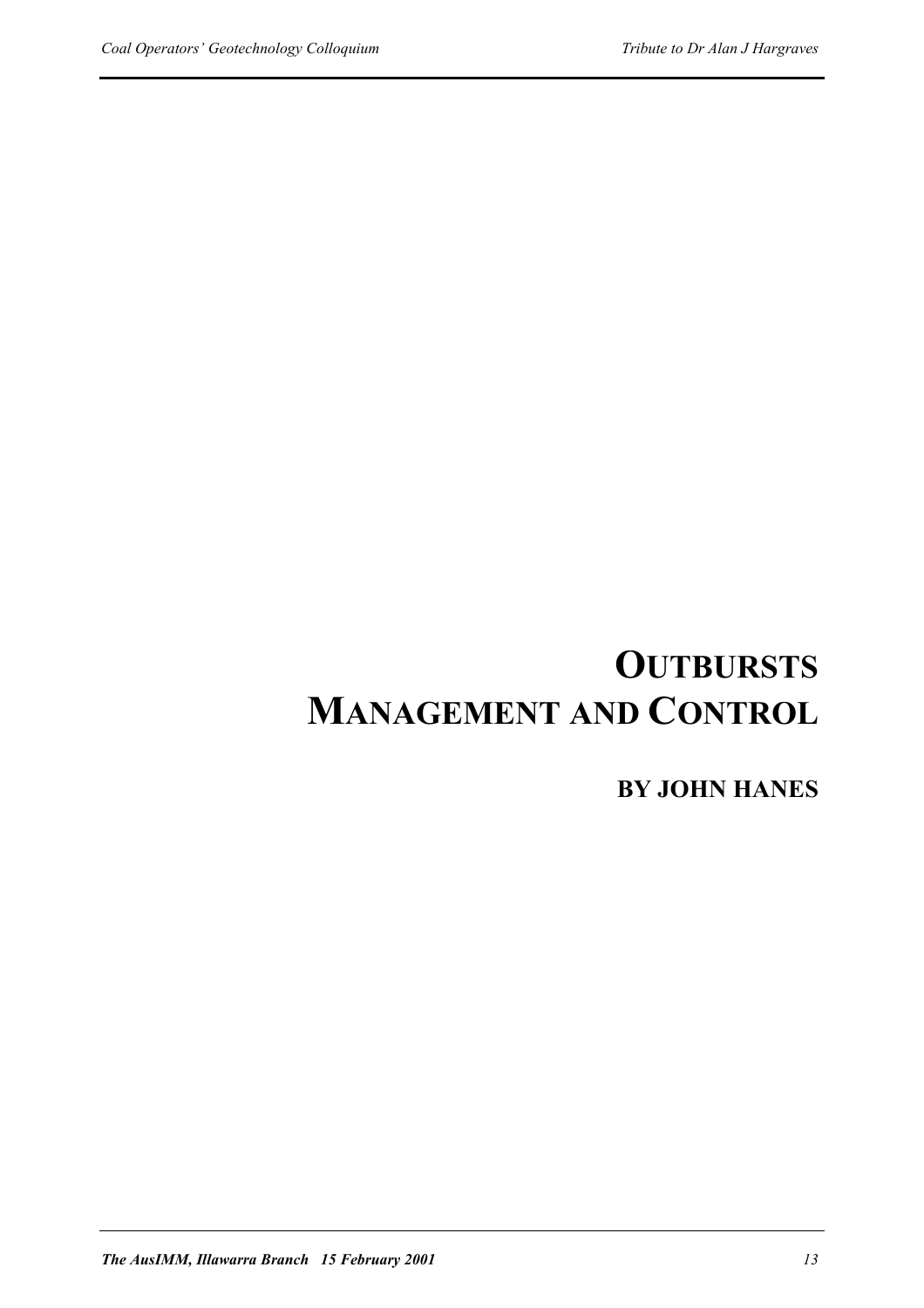# OUTBURSTS MANAGEMENT AND CONTROL

**BY JOHN HANES**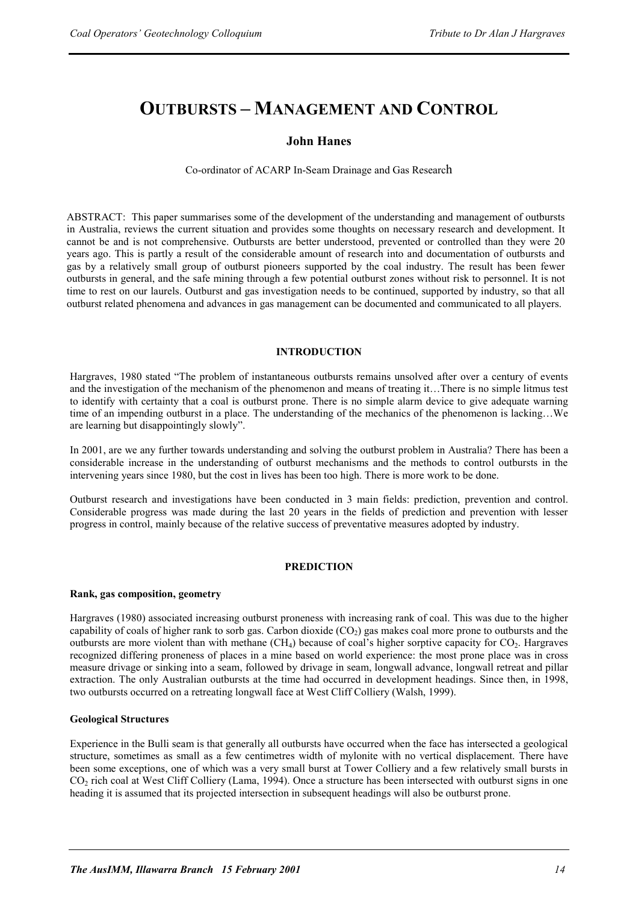# OUTBURSTS – MANAGEMENT AND CONTROL

## John Hanes

Co-ordinator of ACARP In-Seam Drainage and Gas Research

ABSTRACT: This paper summarises some of the development of the understanding and management of outbursts in Australia, reviews the current situation and provides some thoughts on necessary research and development. It cannot be and is not comprehensive. Outbursts are better understood, prevented or controlled than they were 20 years ago. This is partly a result of the considerable amount of research into and documentation of outbursts and gas by a relatively small group of outburst pioneers supported by the coal industry. The result has been fewer outbursts in general, and the safe mining through a few potential outburst zones without risk to personnel. It is not time to rest on our laurels. Outburst and gas investigation needs to be continued, supported by industry, so that all outburst related phenomena and advances in gas management can be documented and communicated to all players.

## INTRODUCTION

Hargraves, 1980 stated "The problem of instantaneous outbursts remains unsolved after over a century of events and the investigation of the mechanism of the phenomenon and means of treating it…There is no simple litmus test to identify with certainty that a coal is outburst prone. There is no simple alarm device to give adequate warning time of an impending outburst in a place. The understanding of the mechanics of the phenomenon is lacking…We are learning but disappointingly slowly".

In 2001, are we any further towards understanding and solving the outburst problem in Australia? There has been a considerable increase in the understanding of outburst mechanisms and the methods to control outbursts in the intervening years since 1980, but the cost in lives has been too high. There is more work to be done.

Outburst research and investigations have been conducted in 3 main fields: prediction, prevention and control. Considerable progress was made during the last 20 years in the fields of prediction and prevention with lesser progress in control, mainly because of the relative success of preventative measures adopted by industry.

## PREDICTION

### Rank, gas composition, geometry

Hargraves (1980) associated increasing outburst proneness with increasing rank of coal. This was due to the higher capability of coals of higher rank to sorb gas. Carbon dioxide ($CO_2$) gas makes coal more prone to outbursts and the outbursts are more violent than with methane ($CH_4$) because of coal's higher sorptive capacity for $CO_2$. Hargraves recognized differing proneness of places in a mine based on world experience: the most prone place was in cross measure drivage or sinking into a seam, followed by drivage in seam, longwall advance, longwall retreat and pillar extraction. The only Australian outbursts at the time had occurred in development headings. Since then, in 1998, two outbursts occurred on a retreating longwall face at West Cliff Colliery (Walsh, 1999).

### Geological Structures

Experience in the Bulli seam is that generally all outbursts have occurred when the face has intersected a geological structure, sometimes as small as a few centimetres width of mylonite with no vertical displacement. There have been some exceptions, one of which was a very small burst at Tower Colliery and a few relatively small bursts in $CO_2$ rich coal at West Cliff Colliery (Lama, 1994). Once a structure has been intersected with outburst signs in one heading it is assumed that its projected intersection in subsequent headings will also be outburst prone.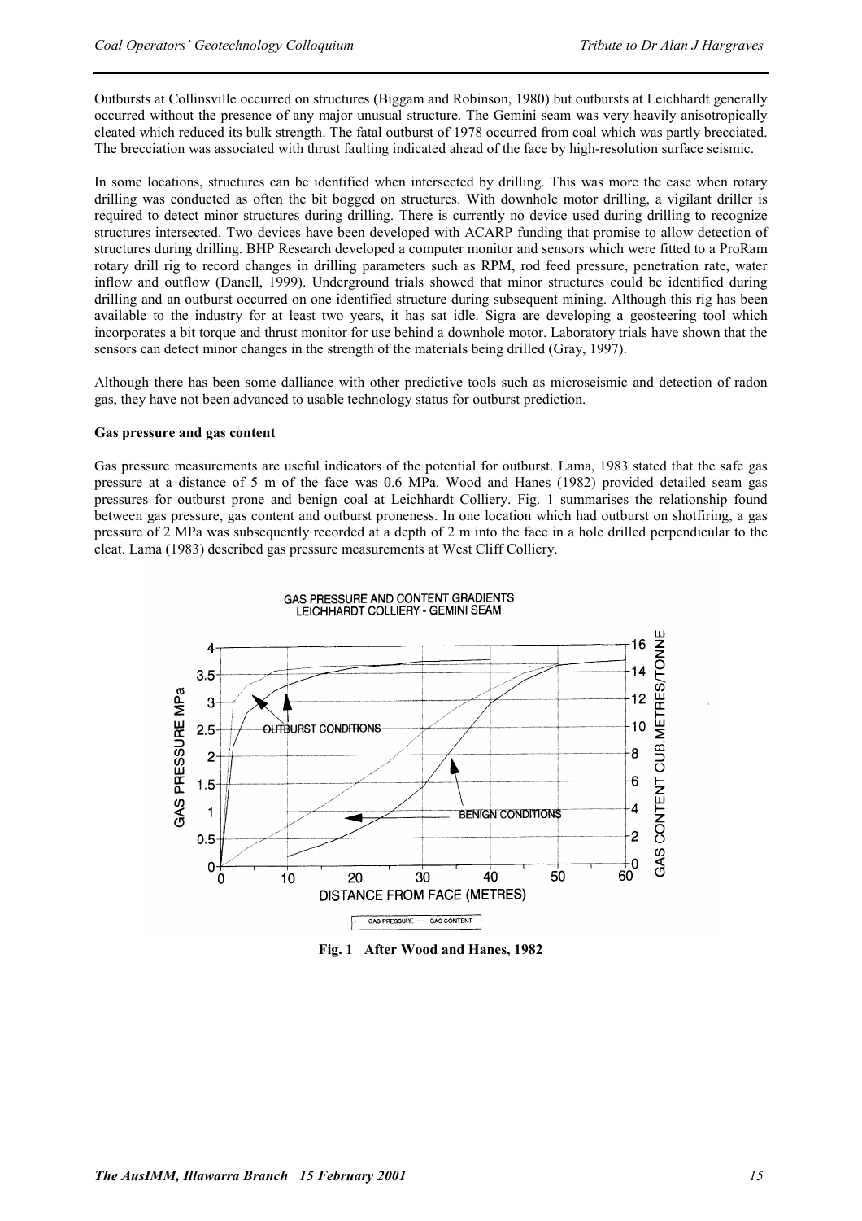Outbursts at Collinsville occurred on structures (Biggam and Robinson, 1980) but outbursts at Leichhardt generally occurred without the presence of any major unusual structure. The Gemini seam was very heavily anisotropically cleated which reduced its bulk strength. The fatal outburst of 1978 occurred from coal which was partly brecciated. The brecciation was associated with thrust faulting indicated ahead of the face by high-resolution surface seismic.

In some locations, structures can be identified when intersected by drilling. This was more the case when rotary drilling was conducted as often the bit bogged on structures. With downhole motor drilling, a vigilant driller is required to detect minor structures during drilling. There is currently no device used during drilling to recognize structures intersected. Two devices have been developed with ACARP funding that promise to allow detection of structures during drilling. BHP Research developed a computer monitor and sensors which were fitted to a ProRam rotary drill rig to record changes in drilling parameters such as RPM, rod feed pressure, penetration rate, water inflow and outflow (Danell, 1999). Underground trials showed that minor structures could be identified during drilling and an outburst occurred on one identified structure during subsequent mining. Although this rig has been available to the industry for at least two years, it has sat idle. Sigra are developing a geosteering tool which incorporates a bit torque and thrust monitor for use behind a downhole motor. Laboratory trials have shown that the sensors can detect minor changes in the strength of the materials being drilled (Gray, 1997).

Although there has been some dalliance with other predictive tools such as microseismic and detection of radon gas, they have not been advanced to usable technology status for outburst prediction.

**Gas pressure and gas content**

Gas pressure measurements are useful indicators of the potential for outburst. Lama, 1983 stated that the safe gas pressure at a distance of 5 m of the face was 0.6 MPa. Wood and Hanes (1982) provided detailed seam gas pressures for outburst prone and benign coal at Leichhardt Colliery. Fig. 1 summarises the relationship found between gas pressure, gas content and outburst proneness. In one location which had outburst on shotfiring, a gas pressure of 2 MPa was subsequently recorded at a depth of 2 m into the face in a hole drilled perpendicular to the cleat. Lama (1983) described gas pressure measurements at West Cliff Colliery.

**Fig. 1 After Wood and Hanes, 1982**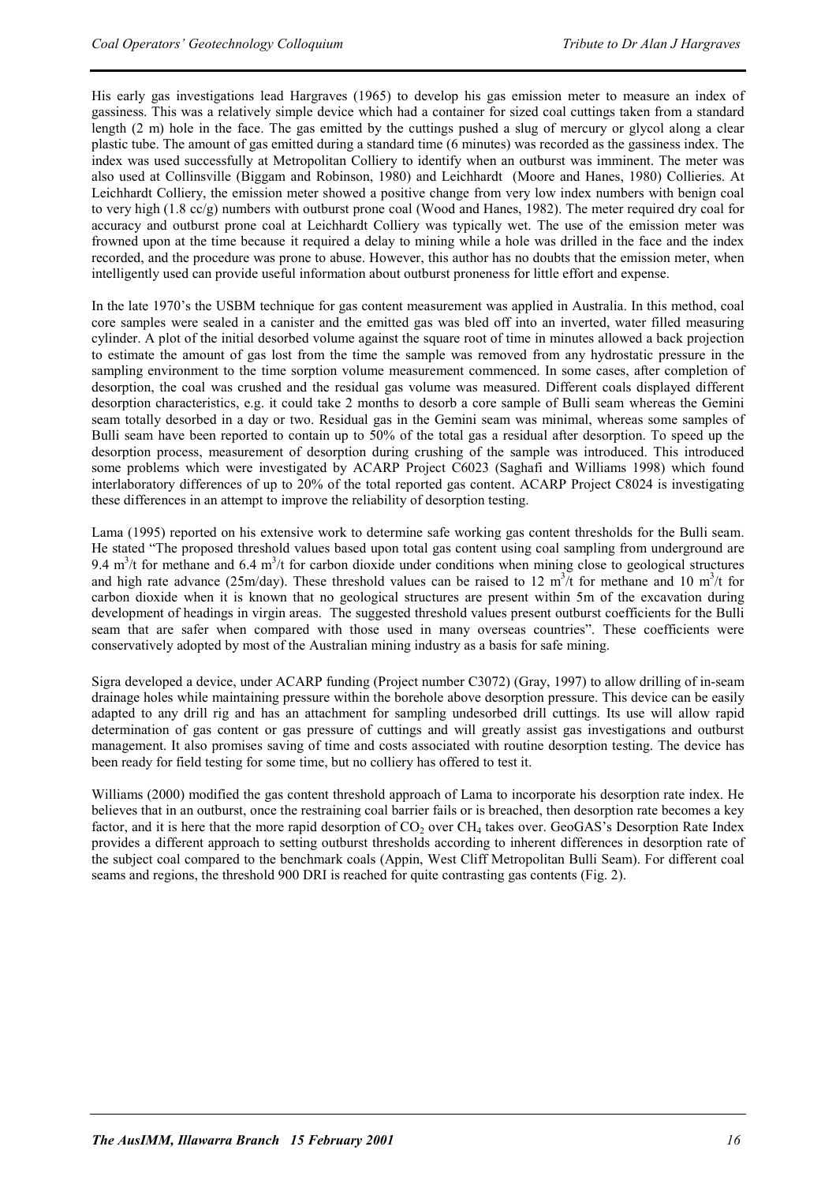His early gas investigations lead Hargraves (1965) to develop his gas emission meter to measure an index of gassiness. This was a relatively simple device which had a container for sized coal cuttings taken from a standard length (2 m) hole in the face. The gas emitted by the cuttings pushed a slug of mercury or glycol along a clear plastic tube. The amount of gas emitted during a standard time (6 minutes) was recorded as the gassiness index. The index was used successfully at Metropolitan Colliery to identify when an outburst was imminent. The meter was also used at Collinsville (Biggam and Robinson, 1980) and Leichhardt (Moore and Hanes, 1980) Collieries. At Leichhardt Colliery, the emission meter showed a positive change from very low index numbers with benign coal to very high (1.8 cc/g) numbers with outburst prone coal (Wood and Hanes, 1982). The meter required dry coal for accuracy and outburst prone coal at Leichhardt Colliery was typically wet. The use of the emission meter was frowned upon at the time because it required a delay to mining while a hole was drilled in the face and the index recorded, and the procedure was prone to abuse. However, this author has no doubts that the emission meter, when intelligently used can provide useful information about outburst proneness for little effort and expense.

In the late 1970's the USBM technique for gas content measurement was applied in Australia. In this method, coal core samples were sealed in a canister and the emitted gas was bled off into an inverted, water filled measuring cylinder. A plot of the initial desorbed volume against the square root of time in minutes allowed a back projection to estimate the amount of gas lost from the time the sample was removed from any hydrostatic pressure in the sampling environment to the time sorption volume measurement commenced. In some cases, after completion of desorption, the coal was crushed and the residual gas volume was measured. Different coals displayed different desorption characteristics, e.g. it could take 2 months to desorb a core sample of Bulli seam whereas the Gemini seam totally desorbed in a day or two. Residual gas in the Gemini seam was minimal, whereas some samples of Bulli seam have been reported to contain up to 50% of the total gas a residual after desorption. To speed up the desorption process, measurement of desorption during crushing of the sample was introduced. This introduced some problems which were investigated by ACARP Project C6023 (Saghafi and Williams 1998) which found interlaboratory differences of up to 20% of the total reported gas content. ACARP Project C8024 is investigating these differences in an attempt to improve the reliability of desorption testing.

Lama (1995) reported on his extensive work to determine safe working gas content thresholds for the Bulli seam. He stated "The proposed threshold values based upon total gas content using coal sampling from underground are 9.4 $m^3$/t for methane and 6.4 $m^3$/t for carbon dioxide under conditions when mining close to geological structures and high rate advance (25m/day). These threshold values can be raised to 12 $m^3$/t for methane and 10 $m^3$/t for carbon dioxide when it is known that no geological structures are present within 5m of the excavation during development of headings in virgin areas. The suggested threshold values present outburst coefficients for the Bulli seam that are safer when compared with those used in many overseas countries". These coefficients were conservatively adopted by most of the Australian mining industry as a basis for safe mining.

Sigra developed a device, under ACARP funding (Project number C3072) (Gray, 1997) to allow drilling of in-seam drainage holes while maintaining pressure within the borehole above desorption pressure. This device can be easily adapted to any drill rig and has an attachment for sampling undesorbed drill cuttings. Its use will allow rapid determination of gas content or gas pressure of cuttings and will greatly assist gas investigations and outburst management. It also promises saving of time and costs associated with routine desorption testing. The device has been ready for field testing for some time, but no colliery has offered to test it.

Williams (2000) modified the gas content threshold approach of Lama to incorporate his desorption rate index. He believes that in an outburst, once the restraining coal barrier fails or is breached, then desorption rate becomes a key factor, and it is here that the more rapid desorption of $CO_2$ over $CH_4$ takes over. GeoGAS's Desorption Rate Index provides a different approach to setting outburst thresholds according to inherent differences in desorption rate of the subject coal compared to the benchmark coals (Appin, West Cliff Metropolitan Bulli Seam). For different coal seams and regions, the threshold 900 DRI is reached for quite contrasting gas contents (Fig. 2).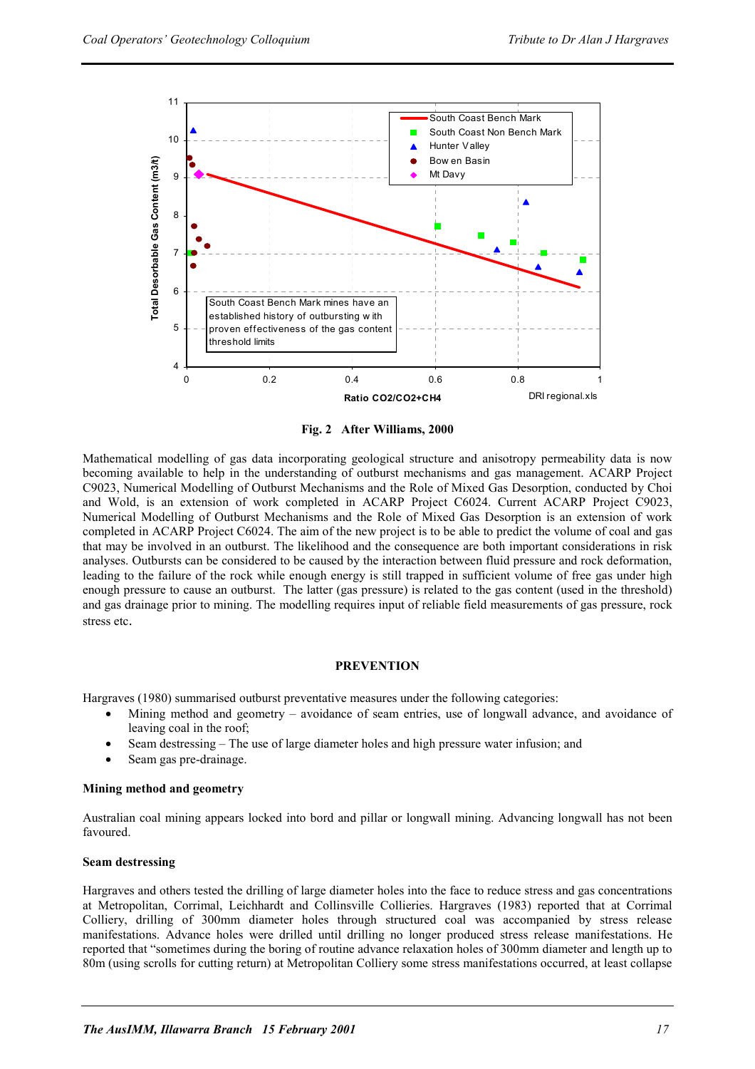Fig. 2 After Williams, 2000

Mathematical modelling of gas data incorporating geological structure and anisotropy permeability data is now becoming available to help in the understanding of outburst mechanisms and gas management. ACARP Project C9023, Numerical Modelling of Outburst Mechanisms and the Role of Mixed Gas Desorption, conducted by Choi and Wold, is an extension of work completed in ACARP Project C6024. Current ACARP Project C9023, Numerical Modelling of Outburst Mechanisms and the Role of Mixed Gas Desorption is an extension of work completed in ACARP Project C6024. The aim of the new project is to be able to predict the volume of coal and gas that may be involved in an outburst. The likelihood and the consequence are both important considerations in risk analyses. Outbursts can be considered to be caused by the interaction between fluid pressure and rock deformation, leading to the failure of the rock while enough energy is still trapped in sufficient volume of free gas under high enough pressure to cause an outburst. The latter (gas pressure) is related to the gas content (used in the threshold) and gas drainage prior to mining. The modelling requires input of reliable field measurements of gas pressure, rock stress etc.

## PREVENTION

Hargraves (1980) summarised outburst preventative measures under the following categories:

- Mining method and geometry – avoidance of seam entries, use of longwall advance, and avoidance of leaving coal in the roof;
- Seam destressing – The use of large diameter holes and high pressure water infusion; and
- Seam gas pre-drainage.

### Mining method and geometry

Australian coal mining appears locked into bord and pillar or longwall mining. Advancing longwall has not been favoured.

### Seam destressing

Hargraves and others tested the drilling of large diameter holes into the face to reduce stress and gas concentrations at Metropolitan, Corrimal, Leichhardt and Collinsville Collieries. Hargraves (1983) reported that at Corrimal Colliery, drilling of 300mm diameter holes through structured coal was accompanied by stress release manifestations. Advance holes were drilled until drilling no longer produced stress release manifestations. He reported that "sometimes during the boring of routine advance relaxation holes of 300mm diameter and length up to 80m (using scrolls for cutting return) at Metropolitan Colliery some stress manifestations occurred, at least collapse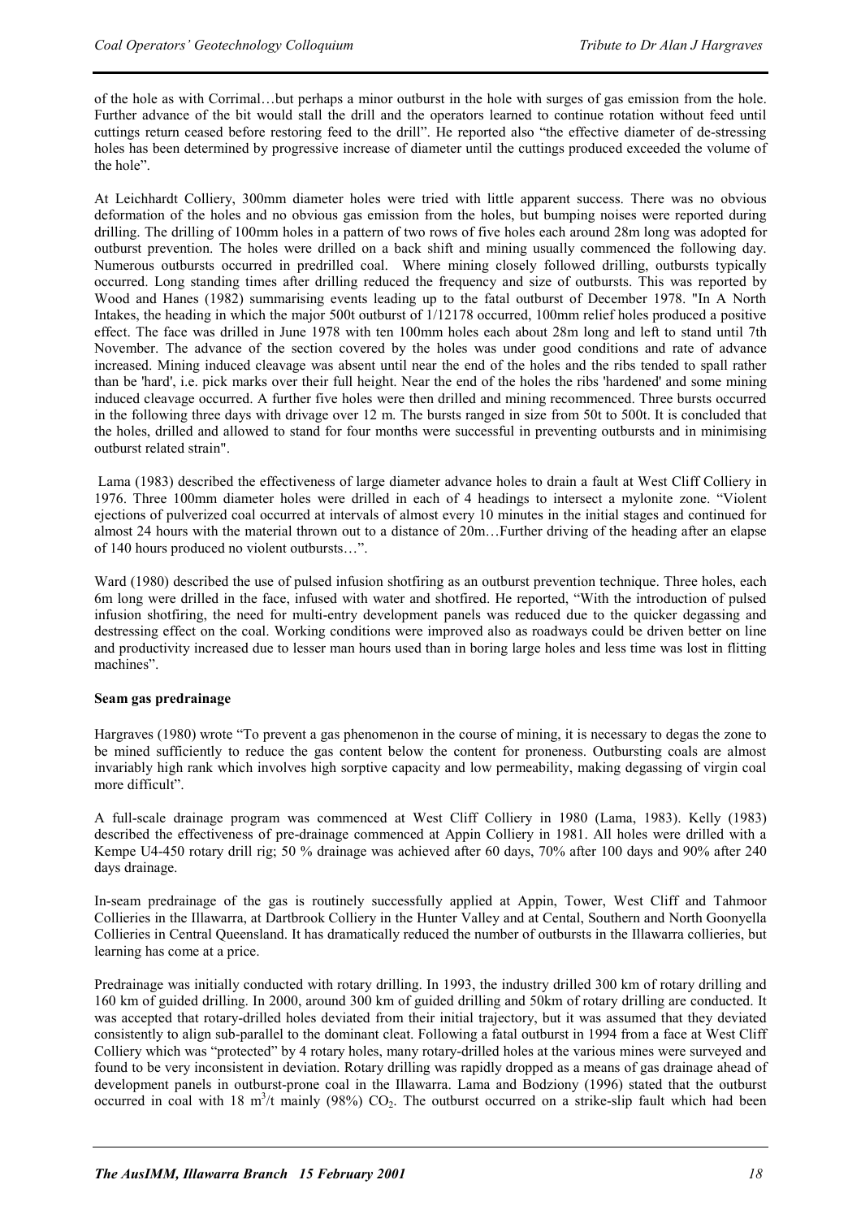of the hole as with Corrimal…but perhaps a minor outburst in the hole with surges of gas emission from the hole. Further advance of the bit would stall the drill and the operators learned to continue rotation without feed until cuttings return ceased before restoring feed to the drill". He reported also "the effective diameter of de-stressing holes has been determined by progressive increase of diameter until the cuttings produced exceeded the volume of the hole".

At Leichhardt Colliery, 300mm diameter holes were tried with little apparent success. There was no obvious deformation of the holes and no obvious gas emission from the holes, but bumping noises were reported during drilling. The drilling of 100mm holes in a pattern of two rows of five holes each around 28m long was adopted for outburst prevention. The holes were drilled on a back shift and mining usually commenced the following day. Numerous outbursts occurred in predrilled coal. Where mining closely followed drilling, outbursts typically occurred. Long standing times after drilling reduced the frequency and size of outbursts. This was reported by Wood and Hanes (1982) summarising events leading up to the fatal outburst of December 1978. "In A North Intakes, the heading in which the major 500t outburst of 1/12178 occurred, 100mm relief holes produced a positive effect. The face was drilled in June 1978 with ten 100mm holes each about 28m long and left to stand until 7th November. The advance of the section covered by the holes was under good conditions and rate of advance increased. Mining induced cleavage was absent until near the end of the holes and the ribs tended to spall rather than be 'hard', i.e. pick marks over their full height. Near the end of the holes the ribs 'hardened' and some mining induced cleavage occurred. A further five holes were then drilled and mining recommenced. Three bursts occurred in the following three days with drivage over 12 m. The bursts ranged in size from 50t to 500t. It is concluded that the holes, drilled and allowed to stand for four months were successful in preventing outbursts and in minimising outburst related strain".

Lama (1983) described the effectiveness of large diameter advance holes to drain a fault at West Cliff Colliery in 1976. Three 100mm diameter holes were drilled in each of 4 headings to intersect a mylonite zone. "Violent ejections of pulverized coal occurred at intervals of almost every 10 minutes in the initial stages and continued for almost 24 hours with the material thrown out to a distance of 20m…Further driving of the heading after an elapse of 140 hours produced no violent outbursts…".

Ward (1980) described the use of pulsed infusion shotfiring as an outburst prevention technique. Three holes, each 6m long were drilled in the face, infused with water and shotfired. He reported, "With the introduction of pulsed infusion shotfiring, the need for multi-entry development panels was reduced due to the quicker degassing and destressing effect on the coal. Working conditions were improved also as roadways could be driven better on line and productivity increased due to lesser man hours used than in boring large holes and less time was lost in flitting machines".

**Seam gas predrainage**

Hargraves (1980) wrote "To prevent a gas phenomenon in the course of mining, it is necessary to degas the zone to be mined sufficiently to reduce the gas content below the content for proneness. Outbursting coals are almost invariably high rank which involves high sorptive capacity and low permeability, making degassing of virgin coal more difficult".

A full-scale drainage program was commenced at West Cliff Colliery in 1980 (Lama, 1983). Kelly (1983) described the effectiveness of pre-drainage commenced at Appin Colliery in 1981. All holes were drilled with a Kempe U4-450 rotary drill rig; 50 % drainage was achieved after 60 days, 70% after 100 days and 90% after 240 days drainage.

In-seam predrainage of the gas is routinely successfully applied at Appin, Tower, West Cliff and Tahmoor Collieries in the Illawarra, at Dartbrook Colliery in the Hunter Valley and at Cental, Southern and North Goonyella Collieries in Central Queensland. It has dramatically reduced the number of outbursts in the Illawarra collieries, but learning has come at a price.

Predrainage was initially conducted with rotary drilling. In 1993, the industry drilled 300 km of rotary drilling and 160 km of guided drilling. In 2000, around 300 km of guided drilling and 50km of rotary drilling are conducted. It was accepted that rotary-drilled holes deviated from their initial trajectory, but it was assumed that they deviated consistently to align sub-parallel to the dominant cleat. Following a fatal outburst in 1994 from a face at West Cliff Colliery which was "protected" by 4 rotary holes, many rotary-drilled holes at the various mines were surveyed and found to be very inconsistent in deviation. Rotary drilling was rapidly dropped as a means of gas drainage ahead of development panels in outburst-prone coal in the Illawarra. Lama and Bodziony (1996) stated that the outburst occurred in coal with 18 $m^3/t$ mainly (98%) $CO_2$. The outburst occurred on a strike-slip fault which had been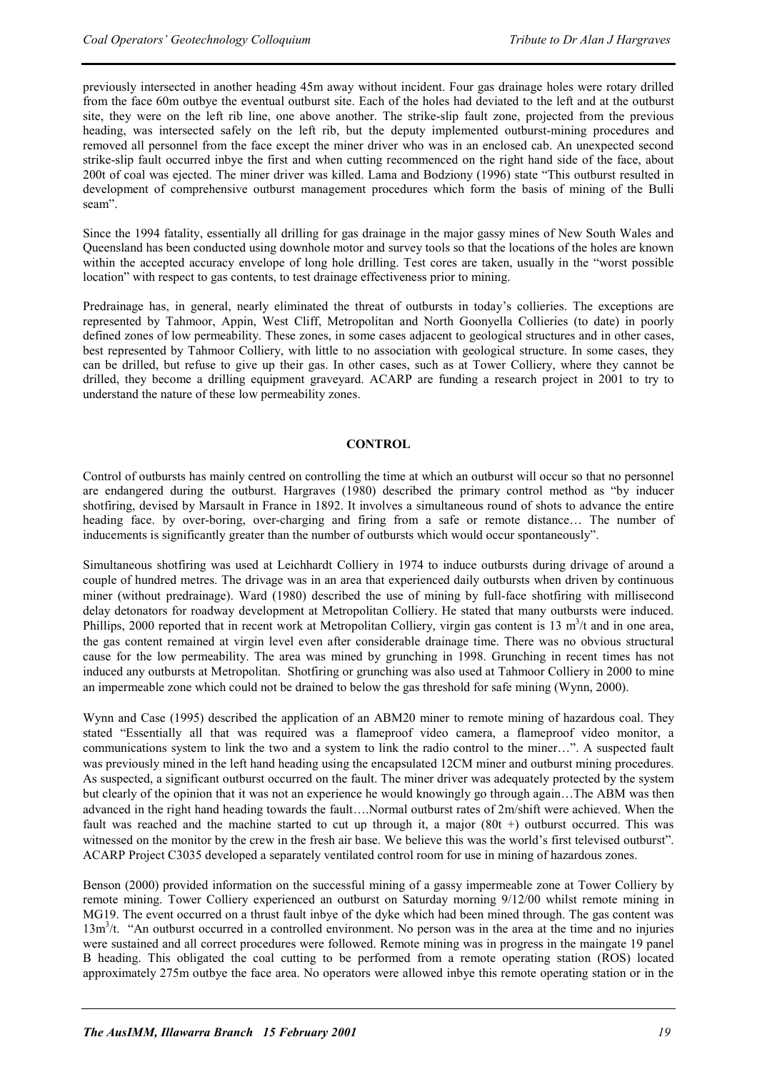previously intersected in another heading 45m away without incident. Four gas drainage holes were rotary drilled from the face 60m outbye the eventual outburst site. Each of the holes had deviated to the left and at the outburst site, they were on the left rib line, one above another. The strike-slip fault zone, projected from the previous heading, was intersected safely on the left rib, but the deputy implemented outburst-mining procedures and removed all personnel from the face except the miner driver who was in an enclosed cab. An unexpected second strike-slip fault occurred inbye the first and when cutting recommenced on the right hand side of the face, about 200t of coal was ejected. The miner driver was killed. Lama and Bodziony (1996) state "This outburst resulted in development of comprehensive outburst management procedures which form the basis of mining of the Bulli seam".

Since the 1994 fatality, essentially all drilling for gas drainage in the major gassy mines of New South Wales and Queensland has been conducted using downhole motor and survey tools so that the locations of the holes are known within the accepted accuracy envelope of long hole drilling. Test cores are taken, usually in the "worst possible location" with respect to gas contents, to test drainage effectiveness prior to mining.

Predrainage has, in general, nearly eliminated the threat of outbursts in today's collieries. The exceptions are represented by Tahmoor, Appin, West Cliff, Metropolitan and North Goonyella Collieries (to date) in poorly defined zones of low permeability. These zones, in some cases adjacent to geological structures and in other cases, best represented by Tahmoor Colliery, with little to no association with geological structure. In some cases, they can be drilled, but refuse to give up their gas. In other cases, such as at Tower Colliery, where they cannot be drilled, they become a drilling equipment graveyard. ACARP are funding a research project in 2001 to try to understand the nature of these low permeability zones.

## CONTROL

Control of outbursts has mainly centred on controlling the time at which an outburst will occur so that no personnel are endangered during the outburst. Hargraves (1980) described the primary control method as "by inducer shotfiring, devised by Marsault in France in 1892. It involves a simultaneous round of shots to advance the entire heading face. by over-boring, over-charging and firing from a safe or remote distance… The number of inducements is significantly greater than the number of outbursts which would occur spontaneously".

Simultaneous shotfiring was used at Leichhardt Colliery in 1974 to induce outbursts during drivage of around a couple of hundred metres. The drivage was in an area that experienced daily outbursts when driven by continuous miner (without predrainage). Ward (1980) described the use of mining by full-face shotfiring with millisecond delay detonators for roadway development at Metropolitan Colliery. He stated that many outbursts were induced. Phillips, 2000 reported that in recent work at Metropolitan Colliery, virgin gas content is 13 $m^3$/t and in one area, the gas content remained at virgin level even after considerable drainage time. There was no obvious structural cause for the low permeability. The area was mined by grunching in 1998. Grunching in recent times has not induced any outbursts at Metropolitan. Shotfiring or grunching was also used at Tahmoor Colliery in 2000 to mine an impermeable zone which could not be drained to below the gas threshold for safe mining (Wynn, 2000).

Wynn and Case (1995) described the application of an ABM20 miner to remote mining of hazardous coal. They stated "Essentially all that was required was a flameproof video camera, a flameproof video monitor, a communications system to link the two and a system to link the radio control to the miner…". A suspected fault was previously mined in the left hand heading using the encapsulated 12CM miner and outburst mining procedures. As suspected, a significant outburst occurred on the fault. The miner driver was adequately protected by the system but clearly of the opinion that it was not an experience he would knowingly go through again…The ABM was then advanced in the right hand heading towards the fault….Normal outburst rates of 2m/shift were achieved. When the fault was reached and the machine started to cut up through it, a major (80t +) outburst occurred. This was witnessed on the monitor by the crew in the fresh air base. We believe this was the world's first televised outburst". ACARP Project C3035 developed a separately ventilated control room for use in mining of hazardous zones.

Benson (2000) provided information on the successful mining of a gassy impermeable zone at Tower Colliery by remote mining. Tower Colliery experienced an outburst on Saturday morning 9/12/00 whilst remote mining in MG19. The event occurred on a thrust fault inbye of the dyke which had been mined through. The gas content was 13$m^3$/t. "An outburst occurred in a controlled environment. No person was in the area at the time and no injuries were sustained and all correct procedures were followed. Remote mining was in progress in the maingate 19 panel B heading. This obligated the coal cutting to be performed from a remote operating station (ROS) located approximately 275m outbye the face area. No operators were allowed inbye this remote operating station or in the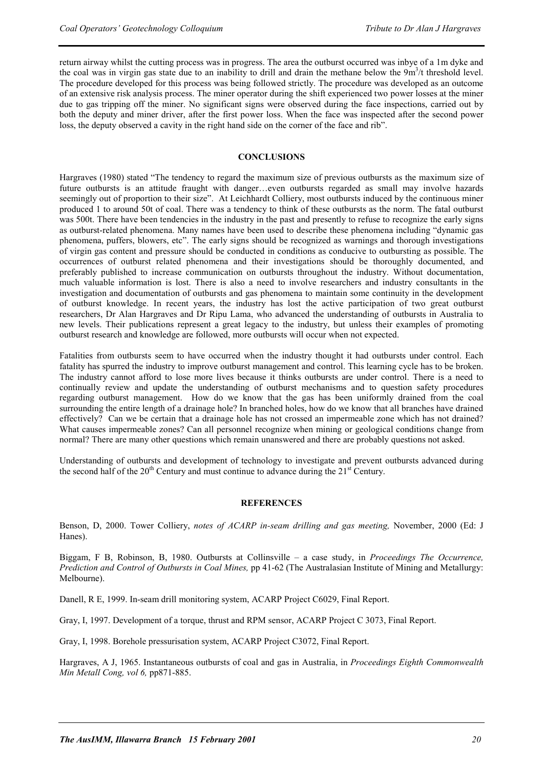return airway whilst the cutting process was in progress. The area the outburst occurred was inbye of a 1m dyke and the coal was in virgin gas state due to an inability to drill and drain the methane below the 9m$^3$/t threshold level. The procedure developed for this process was being followed strictly. The procedure was developed as an outcome of an extensive risk analysis process. The miner operator during the shift experienced two power losses at the miner due to gas tripping off the miner. No significant signs were observed during the face inspections, carried out by both the deputy and miner driver, after the first power loss. When the face was inspected after the second power loss, the deputy observed a cavity in the right hand side on the corner of the face and rib".

## CONCLUSIONS

Hargraves (1980) stated "The tendency to regard the maximum size of previous outbursts as the maximum size of future outbursts is an attitude fraught with danger…even outbursts regarded as small may involve hazards seemingly out of proportion to their size". At Leichhardt Colliery, most outbursts induced by the continuous miner produced 1 to around 50t of coal. There was a tendency to think of these outbursts as the norm. The fatal outburst was 500t. There have been tendencies in the industry in the past and presently to refuse to recognize the early signs as outburst-related phenomena. Many names have been used to describe these phenomena including "dynamic gas phenomena, puffers, blowers, etc". The early signs should be recognized as warnings and thorough investigations of virgin gas content and pressure should be conducted in conditions as conducive to outbursting as possible. The occurrences of outburst related phenomena and their investigations should be thoroughly documented, and preferably published to increase communication on outbursts throughout the industry. Without documentation, much valuable information is lost. There is also a need to involve researchers and industry consultants in the investigation and documentation of outbursts and gas phenomena to maintain some continuity in the development of outburst knowledge. In recent years, the industry has lost the active participation of two great outburst researchers, Dr Alan Hargraves and Dr Ripu Lama, who advanced the understanding of outbursts in Australia to new levels. Their publications represent a great legacy to the industry, but unless their examples of promoting outburst research and knowledge are followed, more outbursts will occur when not expected.

Fatalities from outbursts seem to have occurred when the industry thought it had outbursts under control. Each fatality has spurred the industry to improve outburst management and control. This learning cycle has to be broken. The industry cannot afford to lose more lives because it thinks outbursts are under control. There is a need to continually review and update the understanding of outburst mechanisms and to question safety procedures regarding outburst management. How do we know that the gas has been uniformly drained from the coal surrounding the entire length of a drainage hole? In branched holes, how do we know that all branches have drained effectively? Can we be certain that a drainage hole has not crossed an impermeable zone which has not drained? What causes impermeable zones? Can all personnel recognize when mining or geological conditions change from normal? There are many other questions which remain unanswered and there are probably questions not asked.

Understanding of outbursts and development of technology to investigate and prevent outbursts advanced during the second half of the 20$^{th}$ Century and must continue to advance during the 21$^{st}$ Century.

## REFERENCES

Benson, D, 2000. Tower Colliery, *notes of ACARP in-seam drilling and gas meeting,* November, 2000 (Ed: J Hanes).

Biggam, F B, Robinson, B, 1980. Outbursts at Collinsville – a case study, in *Proceedings The Occurrence, Prediction and Control of Outbursts in Coal Mines,* pp 41-62 (The Australasian Institute of Mining and Metallurgy: Melbourne).

Danell, R E, 1999. In-seam drill monitoring system, ACARP Project C6029, Final Report.

Gray, I, 1997. Development of a torque, thrust and RPM sensor, ACARP Project C 3073, Final Report.

Gray, I, 1998. Borehole pressurisation system, ACARP Project C3072, Final Report.

Hargraves, A J, 1965. Instantaneous outbursts of coal and gas in Australia, in *Proceedings Eighth Commonwealth Min Metall Cong, vol 6,* pp871-885.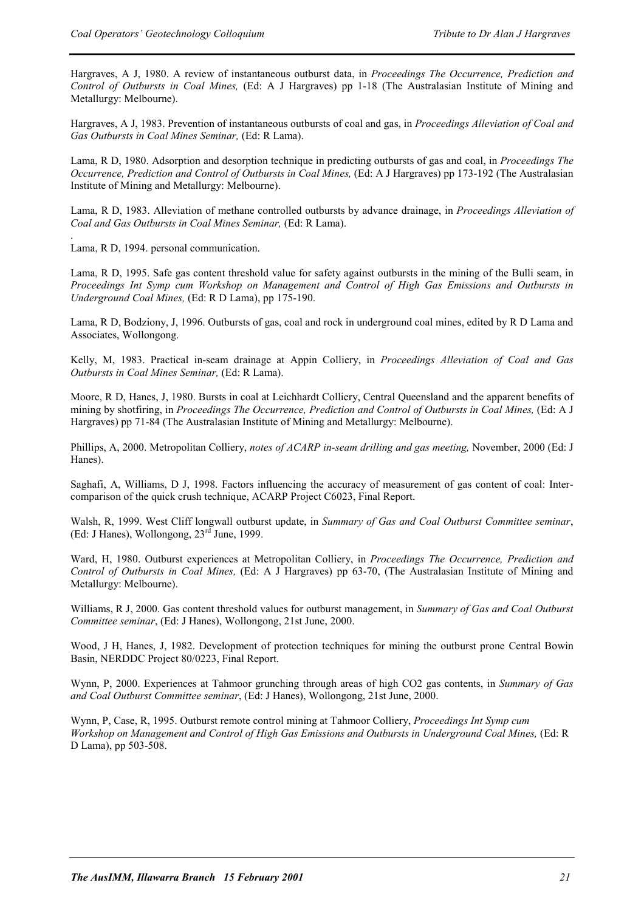Hargraves, A J, 1980. A review of instantaneous outburst data, in *Proceedings The Occurrence, Prediction and Control of Outbursts in Coal Mines,* (Ed: A J Hargraves) pp 1-18 (The Australasian Institute of Mining and Metallurgy: Melbourne).

Hargraves, A J, 1983. Prevention of instantaneous outbursts of coal and gas, in *Proceedings Alleviation of Coal and Gas Outbursts in Coal Mines Seminar,* (Ed: R Lama).

Lama, R D, 1980. Adsorption and desorption technique in predicting outbursts of gas and coal, in *Proceedings The Occurrence, Prediction and Control of Outbursts in Coal Mines,* (Ed: A J Hargraves) pp 173-192 (The Australasian Institute of Mining and Metallurgy: Melbourne).

Lama, R D, 1983. Alleviation of methane controlled outbursts by advance drainage, in *Proceedings Alleviation of Coal and Gas Outbursts in Coal Mines Seminar,* (Ed: R Lama).

Lama, R D, 1994. personal communication.

Lama, R D, 1995. Safe gas content threshold value for safety against outbursts in the mining of the Bulli seam, in *Proceedings Int Symp cum Workshop on Management and Control of High Gas Emissions and Outbursts in Underground Coal Mines,* (Ed: R D Lama), pp 175-190.

Lama, R D, Bodziony, J, 1996. Outbursts of gas, coal and rock in underground coal mines, edited by R D Lama and Associates, Wollongong.

Kelly, M, 1983. Practical in-seam drainage at Appin Colliery, in *Proceedings Alleviation of Coal and Gas Outbursts in Coal Mines Seminar,* (Ed: R Lama).

Moore, R D, Hanes, J, 1980. Bursts in coal at Leichhardt Colliery, Central Queensland and the apparent benefits of mining by shotfiring, in *Proceedings The Occurrence, Prediction and Control of Outbursts in Coal Mines,* (Ed: A J Hargraves) pp 71-84 (The Australasian Institute of Mining and Metallurgy: Melbourne).

Phillips, A, 2000. Metropolitan Colliery, *notes of ACARP in-seam drilling and gas meeting,* November, 2000 (Ed: J Hanes).

Saghafi, A, Williams, D J, 1998. Factors influencing the accuracy of measurement of gas content of coal: Inter-comparison of the quick crush technique, ACARP Project C6023, Final Report.

Walsh, R, 1999. West Cliff longwall outburst update, in *Summary of Gas and Coal Outburst Committee seminar*, (Ed: J Hanes), Wollongong, 23rd June, 1999.

Ward, H, 1980. Outburst experiences at Metropolitan Colliery, in *Proceedings The Occurrence, Prediction and Control of Outbursts in Coal Mines,* (Ed: A J Hargraves) pp 63-70, (The Australasian Institute of Mining and Metallurgy: Melbourne).

Williams, R J, 2000. Gas content threshold values for outburst management, in *Summary of Gas and Coal Outburst Committee seminar*, (Ed: J Hanes), Wollongong, 21st June, 2000.

Wood, J H, Hanes, J, 1982. Development of protection techniques for mining the outburst prone Central Bowin Basin, NERDDC Project 80/0223, Final Report.

Wynn, P, 2000. Experiences at Tahmoor grunching through areas of high CO2 gas contents, in *Summary of Gas and Coal Outburst Committee seminar*, (Ed: J Hanes), Wollongong, 21st June, 2000.

Wynn, P, Case, R, 1995. Outburst remote control mining at Tahmoor Colliery, *Proceedings Int Symp cum Workshop on Management and Control of High Gas Emissions and Outbursts in Underground Coal Mines,* (Ed: R D Lama), pp 503-508.